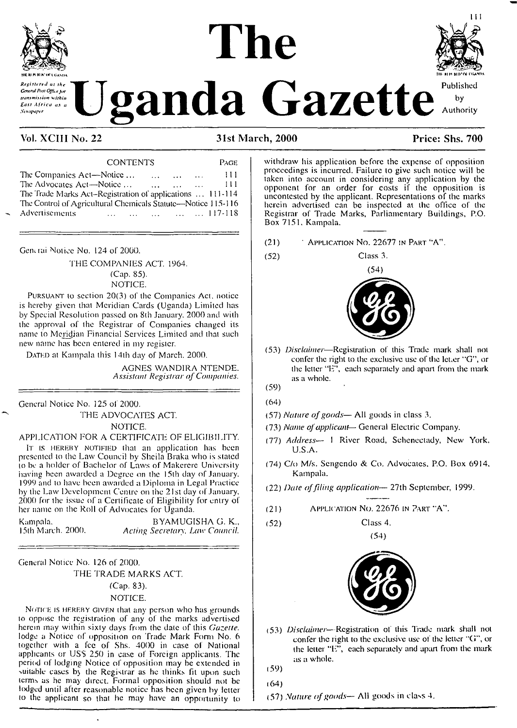# The Uganda Gazette

*Registered at the General Post Office for transmission within East Africa as a Newspaper*

Published by Authority

**Vol. XCIII No. 22** — **31st March, 2000** — **Price: Shs. 700**

| CONTENTS | PAGE |
|---|---|
| The Companies Act—Notice ... | 111 |
| The Advocates Act—Notice ... | 111 |
| The Trade Marks Act-Registration of applications ... | 111-114 |
| The Control of Agricultural Chemicals Statute—Notice | 115-116 |
| Advertisements ... | 117-118 |

General Notice No. 124 of 2000.

THE COMPANIES ACT. 1964.
(Cap. 85).
NOTICE.

PURSUANT to section 20(3) of the Companies Act, notice is hereby given that Meridian Cards (Uganda) Limited has by Special Resolution passed on 8th January, 2000 and with the approval of the Registrar of Companies changed its name to Meridian Financial Services Limited and that such new name has been entered in my register.

DATED at Kampala this 14th day of March. 2000.

AGNES WANDIRA NTENDE,
*Assistant Registrar of Companies.*

General Notice No. 125 of 2000.

THE ADVOCATES ACT.
NOTICE.

APPLICATION FOR A CERTIFICATE OF ELIGIBILITY.

IT IS HEREBY NOTIFIED that an application has been presented to the Law Council by Sheila Braka who is stated to be a holder of Bachelor of Laws of Makerere University having been awarded a Degree on the 15th day of January, 1999 and to have been awarded a Diploma in Legal Practice by the Law Development Centre on the 21st day of January, 2000 for the issue of a Certificate of Eligibility for entry of her name on the Roll of Advocates for Uganda.

Kampala,
15th March, 2000.

BYAMUGISHA G. K.,
*Acting Secretary, Law Council.*

General Notice No. 126 of 2000.

THE TRADE MARKS ACT.
(Cap. 83).
NOTICE.

NOTICE IS HEREBY GIVEN that any person who has grounds to oppose the registration of any of the marks advertised herein may within sixty days from the date of this *Gazette*, lodge a Notice of opposition on Trade Mark Form No. 6 together with a fee of Shs. 4000 in case of National applicants or US$ 250 in case of Foreign applicants. The period of lodging Notice of opposition may be extended in suitable cases by the Registrar as he thinks fit upon such terms as he may direct. Formal opposition should not be lodged until after reasonable notice has been given by letter to the applicant so that he may have an opportunity to withdraw his application before the expense of opposition proceedings is incurred. Failure to give such notice will be taken into account in considering any application by the opponent for an order for costs if the opposition is uncontested by the applicant. Representations of the marks herein advertised can be inspected at the office of the Registrar of Trade Marks, Parliamentary Buildings, P.O. Box 7151, Kampala.

(21) APPLICATION NO. 22677 IN PART "A".

(52) Class 3.

(54)

(53) *Disclaimer*—Registration of this Trade mark shall not confer the right to the exclusive use of the letter "G", or the letter "E", each separately and apart from the mark as a whole.

(59)

(64)

(57) *Nature of goods*— All goods in class 3.

(73) *Name of applicant*— General Electric Company.

(77) *Address*— 1 River Road, Schenectady, New York, U.S.A.

(74) C/o M/s. Sengendo & Co. Advocates, P.O. Box 6914, Kampala.

(22) *Date of filing application*— 27th September, 1999.

(21) APPLICATION NO. 22676 IN PART "A".

(52) Class 4.

(54)

(53) *Disclaimer*—Registration of this Trade mark shall not confer the right to the exclusive use of the letter "G", or the letter "E", each separately and apart from the mark as a whole.

(59)

(64)

(57) *Nature of goods*— All goods in class 4.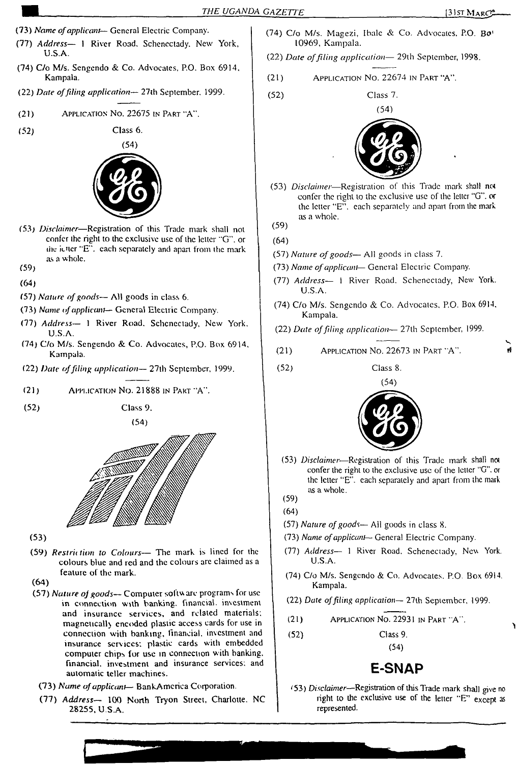(73) *Name of applicant*— General Electric Company.

(77) *Address*— 1 River Road, Schenectady, New York, U.S.A.

(74) C/o M/s. Sengendo & Co. Advocates, P.O. Box 6914, Kampala.

(22) *Date of filing application*— 27th September, 1999.

---

(21) APPLICATION NO. 22675 IN PART "A".

(52) Class 6.

(54)

(53) *Disclaimer*—Registration of this Trade mark shall not confer the right to the exclusive use of the letter "G", or the letter "E", each separately and apart from the mark as a whole.

(59)

(64)

(57) *Nature of goods*— All goods in class 6.

(73) *Name of applicant*— General Electric Company.

(77) *Address*— 1 River Road, Schenectady, New York, U.S.A.

(74) C/o M/s. Sengendo & Co. Advocates, P.O. Box 6914, Kampala.

(22) *Date of filing application*— 27th September, 1999.

---

(21) APPLICATION NO. 21888 IN PART "A".

(52) Class 9.

(54)

(53)

(59) *Restriction to Colours*— The mark is lined for the colours blue and red and the colours are claimed as a feature of the mark.

(64)

(57) *Nature of goods*— Computer software programs for use in connection with banking, financial, investment and insurance services, and related materials; magnetically encoded plastic access cards for use in connection with banking, financial, investment and insurance services; plastic cards with embedded computer chips for use in connection with banking, financial, investment and insurance services; and automatic teller machines.

(73) *Name of applicant*— BankAmerica Corporation.

(77) *Address*— 100 North Tryon Street, Charlotte, NC 28255, U.S.A.

(74) C/o M/s. Magezi, Ibale & Co. Advocates, P.O. Box 10969, Kampala.

(22) *Date of filing application*— 29th September, 1998.

---

(21) APPLICATION NO. 22674 IN PART "A".

(52) Class 7.

(54)

(53) *Disclaimer*—Registration of this Trade mark shall not confer the right to the exclusive use of the letter "G", or the letter "E", each separately and apart from the mark as a whole.

(59)

(64)

(57) *Nature of goods*— All goods in class 7.

(73) *Name of applicant*— General Electric Company.

(77) *Address*— 1 River Road, Schenectady, New York, U.S.A.

(74) C/o M/s. Sengendo & Co. Advocates, P.O. Box 6914, Kampala.

(22) *Date of filing application*— 27th September, 1999.

---

(21) APPLICATION NO. 22673 IN PART "A".

(52) Class 8.

(54)

(53) *Disclaimer*—Registration of this Trade mark shall not confer the right to the exclusive use of the letter "G", or the letter "E", each separately and apart from the mark as a whole.

(59)

(64)

(57) *Nature of goods*— All goods in class 8.

(73) *Name of applicant*— General Electric Company.

(77) *Address*— 1 River Road, Schenectady, New York, U.S.A.

(74) C/o M/s. Sengendo & Co. Advocates, P.O. Box 6914, Kampala.

(22) *Date of filing application*— 27th September, 1999.

---

(21) APPLICATION NO. 22931 IN PART "A".

(52) Class 9.

(54)

**E-SNAP**

(53) *Disclaimer*—Registration of this Trade mark shall give no right to the exclusive use of the letter "E" except as represented.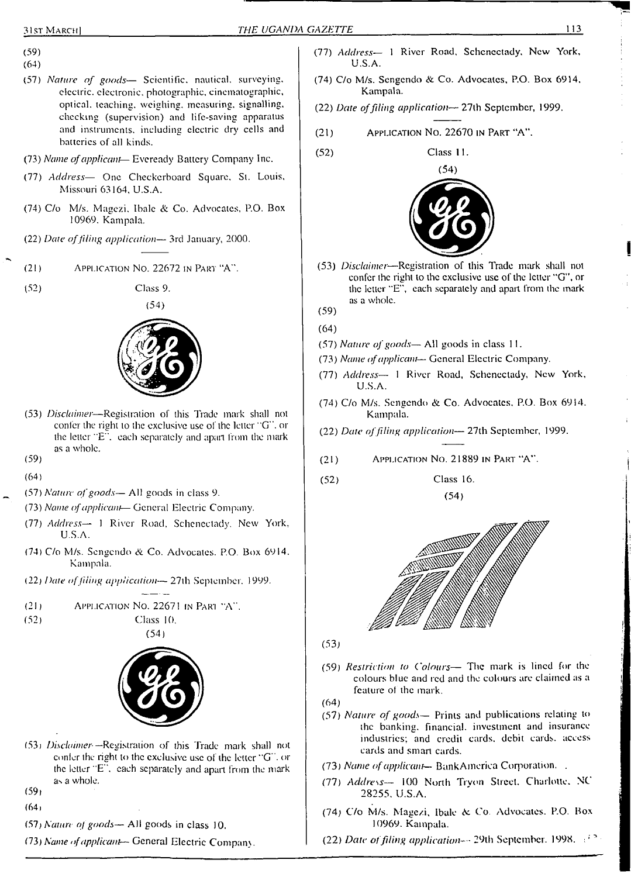(59)

(64)

(57) *Nature of goods*— Scientific, nautical, surveying, electric, electronic, photographic, cinematographic, optical, teaching, weighing, measuring, signalling, checking (supervision) and life-saving apparatus and instruments, including electric dry cells and batteries of all kinds.

(73) *Name of applicant*— Eveready Battery Company Inc.

(77) *Address*— One Checkerboard Square, St. Louis, Missouri 63164, U.S.A.

(74) C/o M/s. Magezi, Ibale & Co. Advocates, P.O. Box 10969, Kampala.

(22) *Date of filing application*— 3rd January, 2000.

---

(21) APPLICATION NO. 22672 IN PART "A".

(52) Class 9.

(54)

(53) *Disclaimer*—Registration of this Trade mark shall not confer the right to the exclusive use of the letter "G", or the letter "E", each separately and apart from the mark as a whole.

(59)

(64)

(57) *Nature of goods*— All goods in class 9.

(73) *Name of applicant*— General Electric Company.

(77) *Address*— 1 River Road, Schenectady, New York, U.S.A.

(74) C/o M/s. Sengendo & Co. Advocates, P.O. Box 6914, Kampala.

(22) *Date of filing application*— 27th September, 1999.

---

(21) APPLICATION NO. 22671 IN PART "A".

(52) Class 10.

(54)

(53) *Disclaimer*—Registration of this Trade mark shall not confer the right to the exclusive use of the letter "G", or the letter "E", each separately and apart from the mark as a whole.

(59)

(64)

(57) *Nature of goods*— All goods in class 10.

(73) *Name of applicant*— General Electric Company.

(77) *Address*— 1 River Road, Schenectady, New York, U.S.A.

(74) C/o M/s. Sengendo & Co. Advocates, P.O. Box 6914, Kampala.

(22) *Date of filing application*— 27th September, 1999.

---

(21) APPLICATION NO. 22670 IN PART "A".

(52) Class 11.

(54)

(53) *Disclaimer*—Registration of this Trade mark shall not confer the right to the exclusive use of the letter "G", or the letter "E", each separately and apart from the mark as a whole.

(59)

(64)

(57) *Nature of goods*— All goods in class 11.

(73) *Name of applicant*— General Electric Company.

(77) *Address*— 1 River Road, Schenectady, New York, U.S.A.

(74) C/o M/s. Sengendo & Co. Advocates, P.O. Box 6914, Kampala.

(22) *Date of filing application*— 27th September, 1999.

---

(21) APPLICATION NO. 21889 IN PART "A".

(52) Class 16.

(54)

(53)

(59) *Restriction to Colours*— The mark is lined for the colours blue and red and the colours are claimed as a feature of the mark.

(64)

(57) *Nature of goods*— Prints and publications relating to the banking, financial, investment and insurance industries; and credit cards, debit cards, access cards and smart cards.

(73) *Name of applicant*— BankAmerica Corporation.

(77) *Address*— 100 North Tryon Street, Charlotte, NC 28255, U.S.A.

(74) C/o M/s. Magezi, Ibale & Co. Advocates, P.O. Box 10969, Kampala.

(22) *Date of filing application*— 29th September, 1998.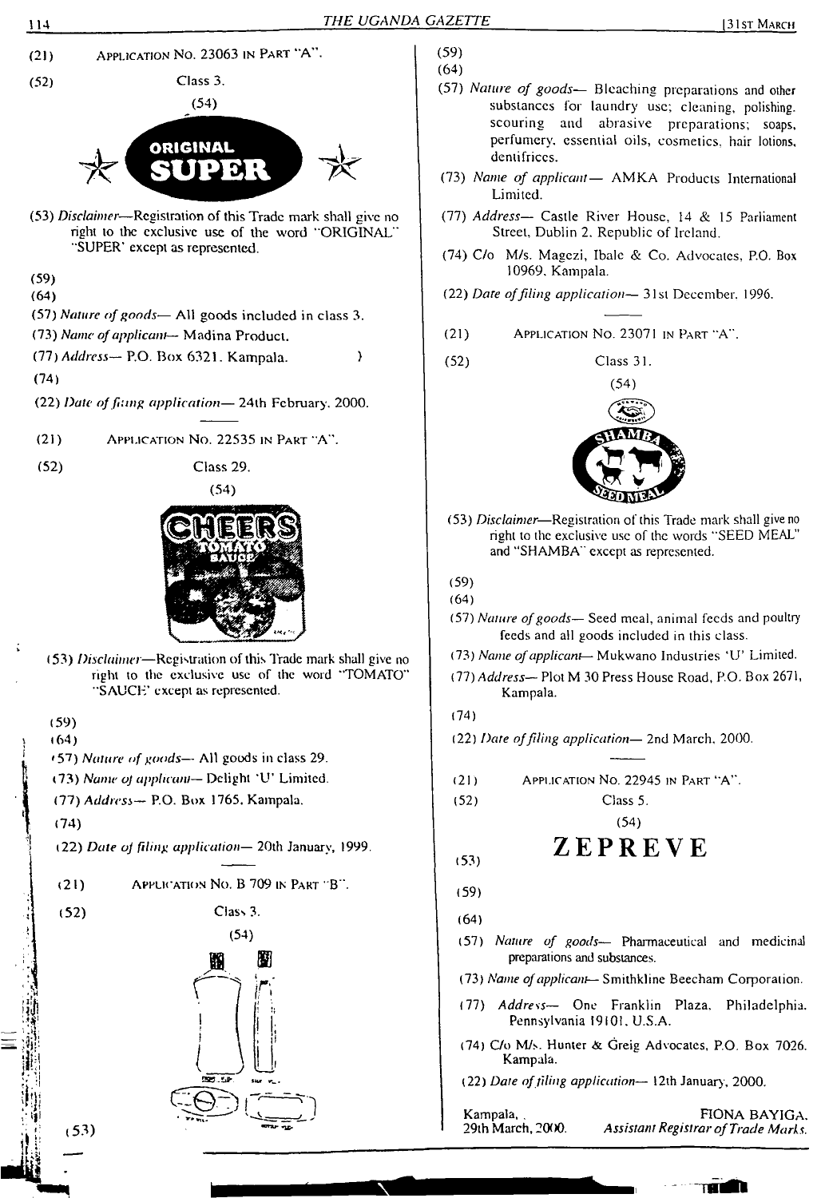(21) APPLICATION NO. 23063 IN PART "A".

(52) Class 3.

(54)

ORIGINAL SUPER

(53) *Disclaimer*—Registration of this Trade mark shall give no right to the exclusive use of the word "ORIGINAL" "SUPER' except as represented.

(59)

(64)

(57) *Nature of goods*— All goods included in class 3.

(73) *Name of applicant*— Madina Product.

(77) *Address*— P.O. Box 6321. Kampala.

(74)

(22) *Date of filing application*— 24th February, 2000.

---

(21) APPLICATION NO. 22535 IN PART "A".

(52) Class 29.

(54)

CHEERS TOMATO SAUCE

(53) *Disclaimer*—Registration of this Trade mark shall give no right to the exclusive use of the word "TOMATO" "SAUCE" except as represented.

(59)

(64)

(57) *Nature of goods*— All goods in class 29.

(73) *Name of applicant*— Delight 'U' Limited.

(77) *Address*— P.O. Box 1765, Kampala.

(74)

(22) *Date of filing application*— 20th January, 1999.

---

(21) APPLICATION NO. B 709 IN PART "B".

(52) Class 3.

(54)

(53)

(59)

(64)

(57) *Nature of goods*— Bleaching preparations and other substances for laundry use; cleaning, polishing, scouring and abrasive preparations; soaps, perfumery, essential oils, cosmetics, hair lotions, dentifrices.

(73) *Name of applicant*— AMKA Products International Limited.

(77) *Address*— Castle River House, 14 & 15 Parliament Street, Dublin 2, Republic of Ireland.

(74) C/o M/s. Magezi, Ibale & Co. Advocates, P.O. Box 10969, Kampala.

(22) *Date of filing application*— 31st December, 1996.

---

(21) APPLICATION NO. 23071 IN PART "A".

(52) Class 31.

(54)

SHAMBA SEED MEAL

(53) *Disclaimer*—Registration of this Trade mark shall give no right to the exclusive use of the words "SEED MEAL" and "SHAMBA" except as represented.

(59)

(64)

(57) *Nature of goods*— Seed meal, animal feeds and poultry feeds and all goods included in this class.

(73) *Name of applicant*— Mukwano Industries 'U' Limited.

(77) *Address*— Plot M 30 Press House Road, P.O. Box 2671, Kampala.

(74)

(22) *Date of filing application*— 2nd March, 2000.

---

(21) APPLICATION NO. 22945 IN PART "A".

(52) Class 5.

(54)

**ZEPREVE**

(53)

(59)

(64)

(57) *Nature of goods*— Pharmaceutical and medicinal preparations and substances.

(73) *Name of applicant*— Smithkline Beecham Corporation.

(77) *Address*— One Franklin Plaza, Philadelphia, Pennsylvania 19101, U.S.A.

(74) C/o M/s. Hunter & Greig Advocates, P.O. Box 7026, Kampala.

(22) *Date of filing application*— 12th January, 2000.

Kampala,
29th March, 2000.

FIONA BAYIGA,
*Assistant Registrar of Trade Marks.*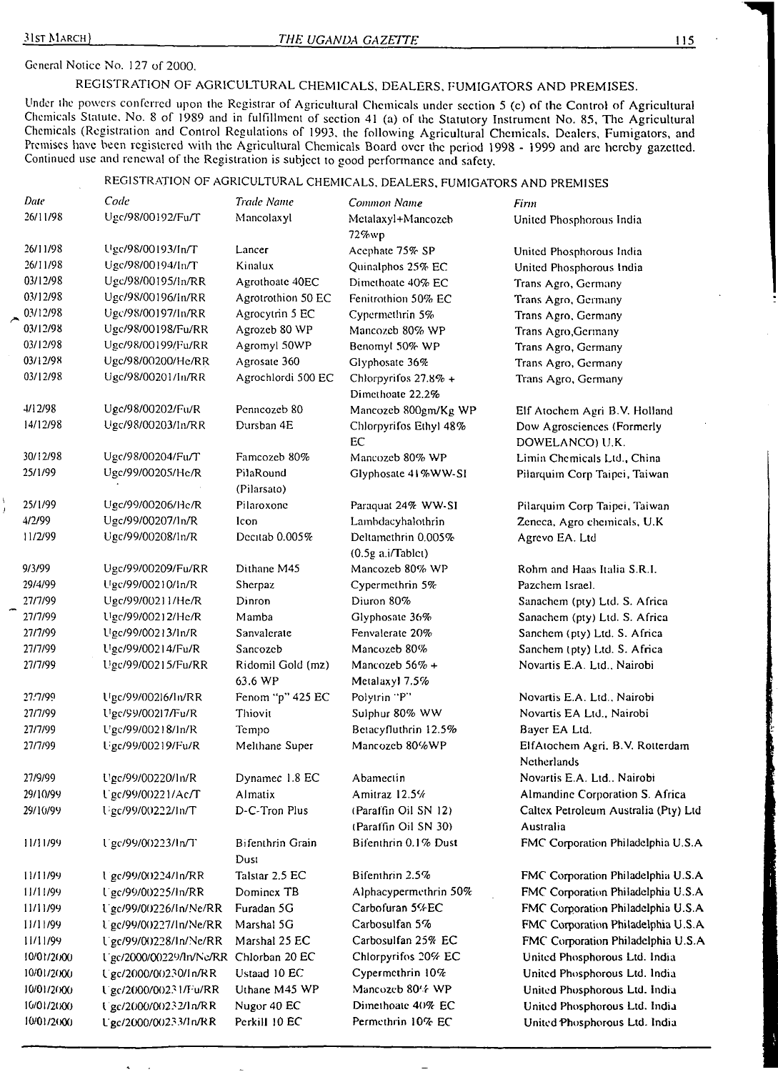General Notice No. 127 of 2000.

REGISTRATION OF AGRICULTURAL CHEMICALS, DEALERS, FUMIGATORS AND PREMISES.

Under the powers conferred upon the Registrar of Agricultural Chemicals under section 5 (c) of the Control of Agricultural Chemicals Statute, No. 8 of 1989 and in fulfillment of section 41 (a) of the Statutory Instrument No. 85, The Agricultural Chemicals (Registration and Control Regulations of 1993, the following Agricultural Chemicals, Dealers, Fumigators, and Premises have been registered with the Agricultural Chemicals Board over the period 1998 - 1999 and are hereby gazetted. Continued use and renewal of the Registration is subject to good performance and safety.

REGISTRATION OF AGRICULTURAL CHEMICALS, DEALERS, FUMIGATORS AND PREMISES

| *Date* | *Code* | *Trade Name* | *Common Name* | *Firm* |
|---|---|---|---|---|
| 26/11/98 | Ugc/98/00192/Fu/T | Mancolaxyl | Metalaxyl+Mancozeb 72%wp | United Phosphorous India |
| 26/11/98 | Ugc/98/00193/In/T | Lancer | Acephate 75% SP | United Phosphorous India |
| 26/11/98 | Ugc/98/00194/In/T | Kinalux | Quinalphos 25% EC | United Phosphorous India |
| 03/12/98 | Ugc/98/00195/In/RR | Agrothoate 40EC | Dimethoate 40% EC | Trans Agro, Germany |
| 03/12/98 | Ugc/98/00196/In/RR | Agrotrothion 50 EC | Fenitrothion 50% EC | Trans Agro, Germany |
| 03/12/98 | Ugc/98/00197/In/RR | Agrocytrin 5 EC | Cypermethrin 5% | Trans Agro, Germany |
| 03/12/98 | Ugc/98/00198/Fu/RR | Agrozeb 80 WP | Mancozeb 80% WP | Trans Agro,Germany |
| 03/12/98 | Ugc/98/00199/Fu/RR | Agromyl 50WP | Benomyl 50% WP | Trans Agro, Germany |
| 03/12/98 | Ugc/98/00200/He/RR | Agrosate 360 | Glyphosate 36% | Trans Agro, Germany |
| 03/12/98 | Ugc/98/00201/In/RR | Agrochlordi 500 EC | Chlorpyrifos 27.8% + Dimethoate 22.2% | Trans Agro, Germany |
| 4/12/98 | Ugc/98/00202/Fu/R | Penncozeb 80 | Mancozeb 800gm/Kg WP | Elf Atochem Agri B.V. Holland |
| 14/12/98 | Ugc/98/00203/In/RR | Dursban 4E | Chlorpyrifos Ethyl 48% EC | Dow Agrosciences (Formerly DOWELANCO) U.K. |
| 30/12/98 | Ugc/98/00204/Fu/T | Famcozeb 80% | Mancozeb 80% WP | Limin Chemicals Ltd., China |
| 25/1/99 | Ugc/99/00205/He/R | PilaRound (Pilarsato) | Glyphosate 41%WW-SI | Pilarquim Corp Taipei, Taiwan |
| 25/1/99 | Ugc/99/00206/He/R | Pilaroxone | Paraquat 24% WW-SI | Pilarquim Corp Taipei, Taiwan |
| 4/2/99 | Ugc/99/00207/In/R | Icon | Lambdacyhalothrin | Zeneca, Agro chemicals, U.K |
| 11/2/99 | Ugc/99/00208/In/R | Decitab 0.005% | Deltamethrin 0.005% (0.5g a.i/Tablet) | Agrevo EA. Ltd |
| 9/3/99 | Ugc/99/00209/Fu/RR | Dithane M45 | Mancozeb 80% WP | Rohm and Haas Italia S.R.I. |
| 29/4/99 | Ugc/99/00210/In/R | Sherpaz | Cypermethrin 5% | Pazchem Israel. |
| 27/7/99 | Ugc/99/00211/He/R | Dinron | Diuron 80% | Sanachem (pty) Ltd. S. Africa |
| 27/7/99 | Ugc/99/00212/He/R | Mamba | Glyphosate 36% | Sanachem (pty) Ltd. S. Africa |
| 27/7/99 | Ugc/99/00213/In/R | Sanvalerate | Fenvalerate 20% | Sanchem (pty) Ltd. S. Africa |
| 27/7/99 | Ugc/99/00214/Fu/R | Sancozeb | Mancozeb 80% | Sanchem (pty) Ltd. S. Africa |
| 27/7/99 | Ugc/99/00215/Fu/RR | Ridomil Gold (mz) 63.6 WP | Mancozeb 56% + Metalaxyl 7.5% | Novartis E.A. Ltd., Nairobi |
| 27/7/99 | Ugc/99/00216/In/RR | Fenom "p" 425 EC | Polytrin "P" | Novartis E.A. Ltd., Nairobi |
| 27/7/99 | Ugc/99/00217/Fu/R | Thiovit | Sulphur 80% WW | Novartis EA Ltd., Nairobi |
| 27/7/99 | Ugc/99/00218/In/R | Tempo | Betacyfluthrin 12.5% | Bayer EA Ltd. |
| 27/7/99 | Ugc/99/00219/Fu/R | Melthane Super | Mancozeb 80%WP | ElfAtochem Agri. B.V. Rotterdam Netherlands |
| 27/9/99 | Ugc/99/00220/In/R | Dynamec 1.8 EC | Abamectin | Novartis E.A. Ltd.. Nairobi |
| 29/10/99 | Ugc/99/00221/Ac/T | Almatix | Amitraz 12.5% | Almandine Corporation S. Africa |
| 29/10/99 | Ugc/99/00222/In/T | D-C-Tron Plus | (Paraffin Oil SN 12) (Paraffin Oil SN 30) | Caltex Petroleum Australia (Pty) Ltd Australia |
| 11/11/99 | Ugc/99/00223/In/T | Bifenthrin Grain Dust | Bifenthrin 0.1% Dust | FMC Corporation Philadelphia U.S.A |
| 11/11/99 | Ugc/99/00224/In/RR | Talstar 2.5 EC | Bifenthrin 2.5% | FMC Corporation Philadelphia U.S.A |
| 11/11/99 | Ugc/99/00225/In/RR | Dominex TB | Alphacypermethrin 50% | FMC Corporation Philadelphia U.S.A |
| 11/11/99 | Ugc/99/00226/In/Ne/RR | Furadan 5G | Carbofuran 5%EC | FMC Corporation Philadelphia U.S.A |
| 11/11/99 | Ugc/99/00227/In/Ne/RR | Marshal 5G | Carbosulfan 5% | FMC Corporation Philadelphia U.S.A |
| 11/11/99 | Ugc/99/00228/In/Ne/RR | Marshal 25 EC | Carbosulfan 25% EC | FMC Corporation Philadelphia U.S.A |
| 10/01/2000 | Ugc/2000/00229/In/Ne/RR | Chlorban 20 EC | Chlorpyrifos 20% EC | United Phosphorous Ltd. India |
| 10/01/2000 | Ugc/2000/00230/In/RR | Ustaad 10 EC | Cypermethrin 10% | United Phosphorous Ltd. India |
| 10/01/2000 | Ugc/2000/00231/Fu/RR | Uthane M45 WP | Mancozeb 80% WP | United Phosphorous Ltd. India |
| 10/01/2000 | Ugc/2000/00232/In/RR | Nugor 40 EC | Dimethoate 40% EC | United Phosphorous Ltd. India |
| 10/01/2000 | Ugc/2000/00233/In/RR | Perkill 10 EC | Permethrin 10% EC | United Phosphorous Ltd. India |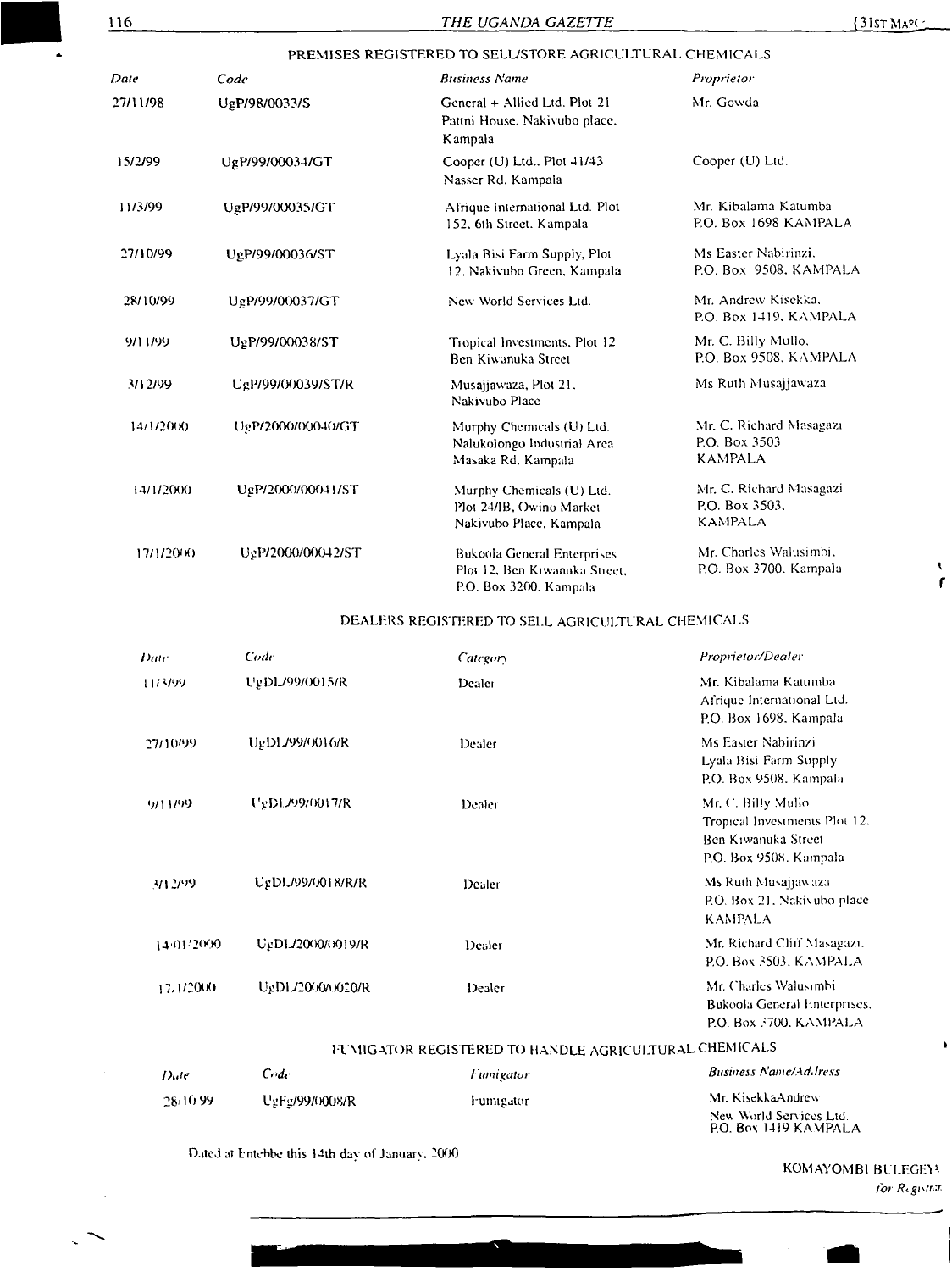## PREMISES REGISTERED TO SELL/STORE AGRICULTURAL CHEMICALS

| *Date* | *Code* | *Business Name* | *Proprietor* |
|---|---|---|---|
| 27/11/98 | UgP/98/0033/S | General + Allied Ltd. Plot 21 Pattni House, Nakivubo place. Kampala | Mr. Gowda |
| 15/2/99 | UgP/99/00034/GT | Cooper (U) Ltd., Plot 41/43 Nasser Rd. Kampala | Cooper (U) Ltd. |
| 11/3/99 | UgP/99/00035/GT | Afrique International Ltd. Plot 152, 6th Street. Kampala | Mr. Kibalama Katumba P.O. Box 1698 KAMPALA |
| 27/10/99 | UgP/99/00036/ST | Lyala Bisi Farm Supply, Plot 12, Nakivubo Green, Kampala | Ms Easter Nabirinzi, P.O. Box 9508, KAMPALA |
| 28/10/99 | UgP/99/00037/GT | New World Services Ltd. | Mr. Andrew Kisekka, P.O. Box 1419, KAMPALA |
| 9/11/99 | UgP/99/00038/ST | Tropical Investments, Plot 12 Ben Kiwanuka Street | Mr. C. Billy Mullo, P.O. Box 9508, KAMPALA |
| 3/12/99 | UgP/99/00039/ST/R | Musajjawaza, Plot 21, Nakivubo Place | Ms Ruth Musajjawaza |
| 14/1/2000 | UgP/2000/00040/GT | Murphy Chemicals (U) Ltd. Nalukolongo Industrial Area Masaka Rd. Kampala | Mr. C. Richard Masagazi P.O. Box 3503 KAMPALA |
| 14/1/2000 | UgP/2000/00041/ST | Murphy Chemicals (U) Ltd. Plot 24/IB, Owino Market Nakivubo Place, Kampala | Mr. C. Richard Masagazi P.O. Box 3503, KAMPALA |
| 17/1/2000 | UgP/2000/00042/ST | Bukoola General Enterprises Plot 12, Ben Kiwanuka Street, P.O. Box 3200, Kampala | Mr. Charles Walusimbi, P.O. Box 3700, Kampala |

## DEALERS REGISTERED TO SELL AGRICULTURAL CHEMICALS

| *Date* | *Code* | *Category* | *Proprietor/Dealer* |
|---|---|---|---|
| 11/3/99 | UgDL/99/0015/R | Dealer | Mr. Kibalama Katumba Afrique International Ltd. P.O. Box 1698, Kampala |
| 27/10/99 | UgDL/99/0016/R | Dealer | Ms Easter Nabirinzi Lyala Bisi Farm Supply P.O. Box 9508, Kampala |
| 9/11/99 | UgDL/99/0017/R | Dealer | Mr. C. Billy Mullo Tropical Investments Plot 12. Ben Kiwanuka Street P.O. Box 9508, Kampala |
| 3/12/99 | UgDL/99/0018/R/R | Dealer | Ms Ruth Musajjawaza P.O. Box 21, Nakivubo place KAMPALA |
| 14/01/2000 | UgDL/2000/0019/R | Dealer | Mr. Richard Cliff Masagazi, P.O. Box 3503, KAMPALA |
| 17/1/2000 | UgDL/2000/0020/R | Dealer | Mr. Charles Walusimbi Bukoola General Enterprises. P.O. Box 3700, KAMPALA |

## FUMIGATOR REGISTERED TO HANDLE AGRICULTURAL CHEMICALS

| *Date* | *Code* | *Fumigator* | *Business Name/Address* |
|---|---|---|---|
| 28/10/99 | UgFg/99/0008/R | Fumigator | Mr. KisekkaAndrew New World Services Ltd. P.O. Box 1419 KAMPALA |

Dated at Entebbe this 14th day of January, 2000

KOMAYOMBI BULEGEYA
*for Registrar.*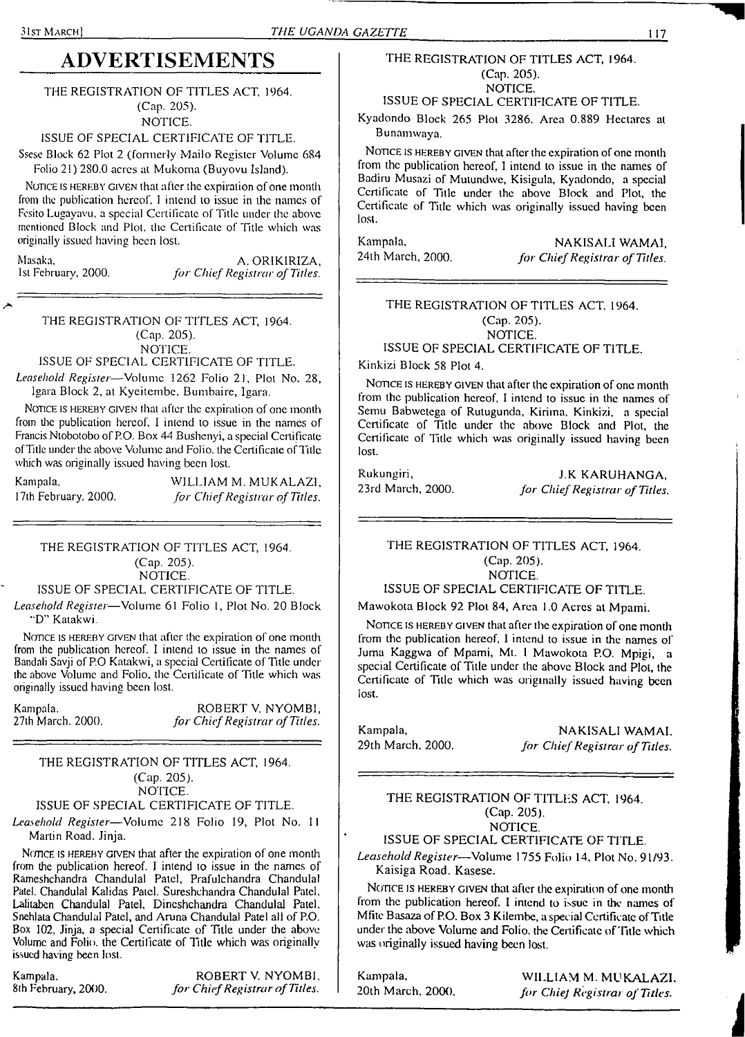# ADVERTISEMENTS

THE REGISTRATION OF TITLES ACT, 1964.
(Cap. 205).
NOTICE.

ISSUE OF SPECIAL CERTIFICATE OF TITLE.

Ssese Block 62 Plot 2 (formerly Mailo Register Volume 684 Folio 21) 280.0 acres at Mukoma (Buyovu Island).

NOTICE IS HEREBY GIVEN that after the expiration of one month from the publication hereof, I intend to issue in the names of Fesito Lugayavu, a special Certificate of Title under the above mentioned Block and Plot, the Certificate of Title which was originally issued having been lost.

Masaka, 1st February, 2000.

A. ORIKIRIZA,
*for Chief Registrar of Titles.*

---

THE REGISTRATION OF TITLES ACT, 1964.
(Cap. 205).
NOTICE.

ISSUE OF SPECIAL CERTIFICATE OF TITLE.

*Leasehold Register*—Volume 1262 Folio 21, Plot No. 28, Igara Block 2, at Kyeitembe, Bumbaire, Igara.

NOTICE IS HEREBY GIVEN that after the expiration of one month from the publication hereof, I intend to issue in the names of Francis Ntobotobo of P.O. Box 44 Bushenyi, a special Certificate of Title under the above Volume and Folio, the Certificate of Title which was originally issued having been lost.

Kampala, 17th February, 2000.

WILLIAM M. MUKALAZI,
*for Chief Registrar of Titles.*

---

THE REGISTRATION OF TITLES ACT, 1964.
(Cap. 205).
NOTICE.

ISSUE OF SPECIAL CERTIFICATE OF TITLE.

*Leasehold Register*—Volume 61 Folio 1, Plot No. 20 Block "D" Katakwi.

NOTICE IS HEREBY GIVEN that after the expiration of one month from the publication hereof, I intend to issue in the names of Bandali Savji of P.O Katakwi, a special Certificate of Title under the above Volume and Folio, the Certificate of Title which was originally issued having been lost.

Kampala, 27th March, 2000.

ROBERT V. NYOMBI,
*for Chief Registrar of Titles.*

---

THE REGISTRATION OF TITLES ACT, 1964.
(Cap. 205).
NOTICE.

ISSUE OF SPECIAL CERTIFICATE OF TITLE.

*Leasehold Register*—Volume 218 Folio 19, Plot No. 11 Martin Road, Jinja.

NOTICE IS HEREBY GIVEN that after the expiration of one month from the publication hereof, I intend to issue in the names of Rameshchandra Chandulal Patel, Prafulchandra Chandulal Patel, Chandulal Kalidas Patel, Sureshchandra Chandulal Patel, Lalitaben Chandulal Patel, Dineshchandra Chandulal Patel, Snehlata Chandulal Patel, and Aruna Chandulal Patel all of P.O. Box 102, Jinja, a special Certificate of Title under the above Volume and Folio, the Certificate of Title which was originally issued having been lost.

Kampala, 8th February, 2000.

ROBERT V. NYOMBI,
*for Chief Registrar of Titles.*

---

THE REGISTRATION OF TITLES ACT, 1964.
(Cap. 205).
NOTICE.

ISSUE OF SPECIAL CERTIFICATE OF TITLE.

Kyadondo Block 265 Plot 3286, Area 0.889 Hectares at Bunamwaya.

NOTICE IS HEREBY GIVEN that after the expiration of one month from the publication hereof, I intend to issue in the names of Badiru Musazi of Mutundwe, Kisigula, Kyadondo, a special Certificate of Title under the above Block and Plot, the Certificate of Title which was originally issued having been lost.

Kampala, 24th March, 2000.

NAKISALI WAMAI,
*for Chief Registrar of Titles.*

---

THE REGISTRATION OF TITLES ACT, 1964.
(Cap. 205).
NOTICE.

ISSUE OF SPECIAL CERTIFICATE OF TITLE.

Kinkizi Block 58 Plot 4.

NOTICE IS HEREBY GIVEN that after the expiration of one month from the publication hereof, I intend to issue in the names of Semu Babwetega of Rutugunda, Kirima, Kinkizi, a special Certificate of Title under the above Block and Plot, the Certificate of Title which was originally issued having been lost.

Rukungiri, 23rd March, 2000.

J.K KARUHANGA,
*for Chief Registrar of Titles.*

---

THE REGISTRATION OF TITLES ACT, 1964.
(Cap. 205).
NOTICE.

ISSUE OF SPECIAL CERTIFICATE OF TITLE.

Mawokota Block 92 Plot 84, Area 1.0 Acres at Mpami.

NOTICE IS HEREBY GIVEN that after the expiration of one month from the publication hereof, I intend to issue in the names of Juma Kaggwa of Mpami, Mt. 1 Mawokota P.O. Mpigi, a special Certificate of Title under the above Block and Plot, the Certificate of Title which was originally issued having been lost.

Kampala, 29th March, 2000.

NAKISALI WAMAI,
*for Chief Registrar of Titles.*

---

THE REGISTRATION OF TITLES ACT, 1964.
(Cap. 205).
NOTICE.

ISSUE OF SPECIAL CERTIFICATE OF TITLE.

*Leasehold Register*—Volume 1755 Folio 14, Plot No. 91/93, Kaisiga Road, Kasese.

NOTICE IS HEREBY GIVEN that after the expiration of one month from the publication hereof, I intend to issue in the names of Mfite Basaza of P.O. Box 3 Kilembe, a special Certificate of Title under the above Volume and Folio, the Certificate of Title which was originally issued having been lost.

Kampala, 20th March, 2000.

WILLIAM M. MUKALAZI,
*for Chief Registrar of Titles.*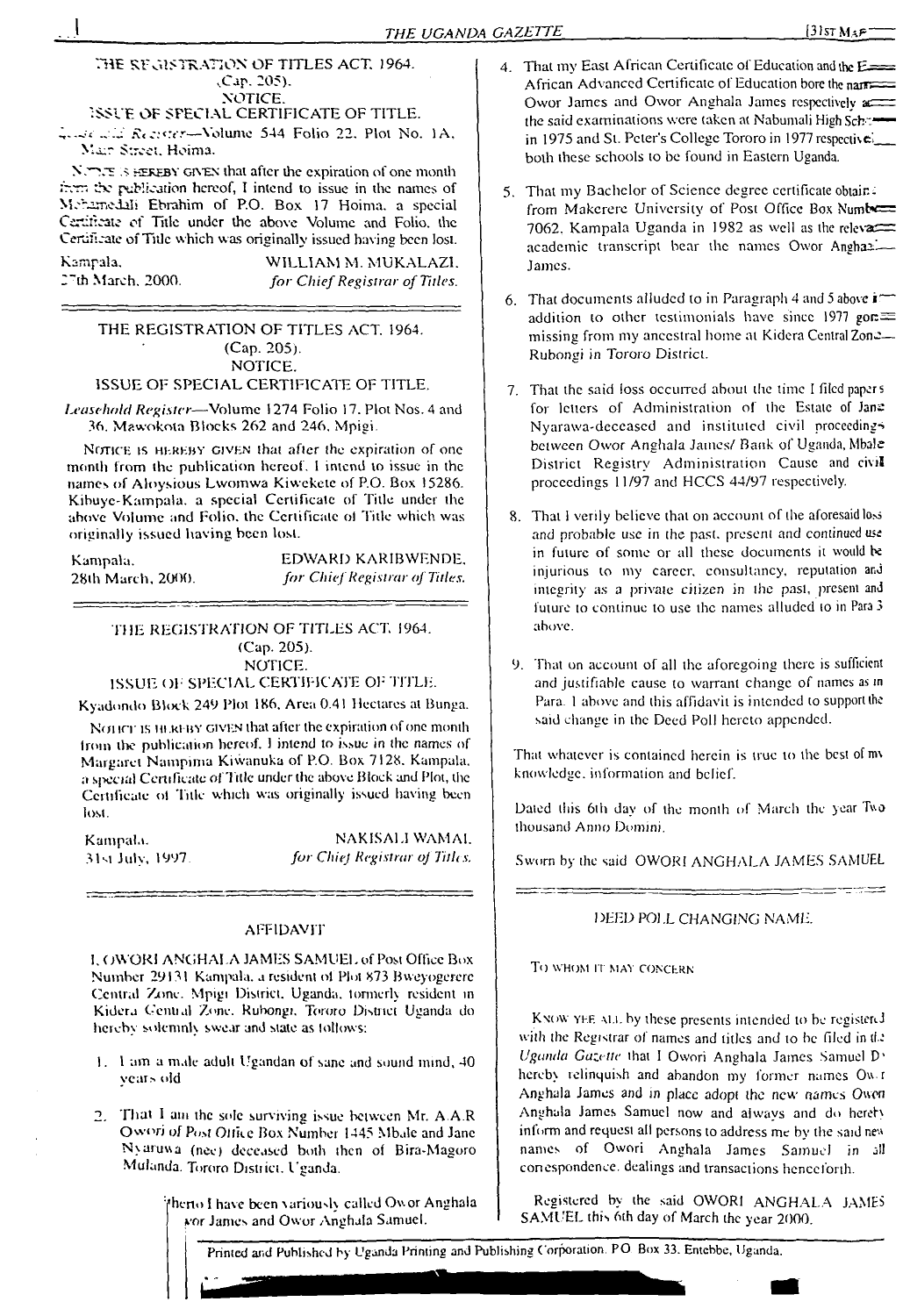THE REGISTRATION OF TITLES ACT, 1964.
(Cap. 205).
NOTICE.
ISSUE OF SPECIAL CERTIFICATE OF TITLE.

*Leasehold Register*—Volume 544 Folio 22, Plot No. 1A, Main Street, Hoima.

NOTICE IS HEREBY GIVEN that after the expiration of one month from the publication hereof, I intend to issue in the names of Mohamedali Ebrahim of P.O. Box 17 Hoima, a special Certificate of Title under the above Volume and Folio, the Certificate of Title which was originally issued having been lost.

Kampala, 27th March, 2000.

WILLIAM M. MUKALAZI,
*for Chief Registrar of Titles.*

---

THE REGISTRATION OF TITLES ACT, 1964.
(Cap. 205).
NOTICE.
ISSUE OF SPECIAL CERTIFICATE OF TITLE.

*Leasehold Register*—Volume 1274 Folio 17, Plot Nos. 4 and 36, Mawokota Blocks 262 and 246, Mpigi.

NOTICE IS HEREBY GIVEN that after the expiration of one month from the publication hereof, I intend to issue in the names of Aloysious Lwomwa Kiwekete of P.O. Box 15286, Kibuye-Kampala, a special Certificate of Title under the above Volume and Folio, the Certificate of Title which was originally issued having been lost.

Kampala, 28th March, 2000.

EDWARD KARIBWENDE,
*for Chief Registrar of Titles.*

---

THE REGISTRATION OF TITLES ACT, 1964.
(Cap. 205).
NOTICE.
ISSUE OF SPECIAL CERTIFICATE OF TITLE.

Kyadondo Block 249 Plot 186, Area 0.41 Hectares at Bunga.

NOTICE IS HEREBY GIVEN that after the expiration of one month from the publication hereof, I intend to issue in the names of Margaret Nampima Kiwanuka of P.O. Box 7128, Kampala, a special Certificate of Title under the above Block and Plot, the Certificate of Title which was originally issued having been lost.

Kampala, 31st July, 1997.

NAKISALI WAMALA,
*for Chief Registrar of Titles.*

---

AFFIDAVIT

I, OWORI ANGHALA JAMES SAMUEL of Post Office Box Number 29131 Kampala, a resident of Plot 873 Bweyogerere Central Zone, Mpigi District, Uganda, formerly resident in Kidera Central Zone, Rubongi, Tororo District Uganda do hereby solemnly swear and state as follows:

1. I am a male adult Ugandan of sane and sound mind, 40 years old

2. That I am the sole surviving issue between Mr. A.A.R Owori of Post Office Box Number 1445 Mbale and Jane Nyaruwa (nee) deceased both then of Bira-Magoro Mulanda, Tororo District, Uganda.

3. ...therto I have been variously called Owor Anghala ...vor James and Owor Anghala Samuel.

4. That my East African Certificate of Education and the East African Advanced Certificate of Education bore the names Owor James and Owor Anghala James respectively as the said examinations were taken at Nabumali High School in 1975 and St. Peter's College Tororo in 1977 respectively, both these schools to be found in Eastern Uganda.

5. That my Bachelor of Science degree certificate obtained from Makerere University of Post Office Box Number 7062, Kampala Uganda in 1982 as well as the relevant academic transcript bear the names Owor Anghala James.

6. That documents alluded to in Paragraph 4 and 5 above in addition to other testimonials have since 1977 gone missing from my ancestral home at Kidera Central Zone Rubongi in Tororo District.

7. That the said loss occurred about the time I filed papers for letters of Administration of the Estate of Jane Nyarawa-deceased and instituted civil proceedings between Owor Anghala James/ Bank of Uganda, Mbale District Registry Administration Cause and civil proceedings 11/97 and HCCS 44/97 respectively.

8. That I verily believe that on account of the aforesaid loss and probable use in the past, present and continued use in future of some or all these documents it would be injurious to my career, consultancy, reputation and integrity as a private citizen in the past, present and future to continue to use the names alluded to in Para 3 above.

9. That on account of all the aforegoing there is sufficient and justifiable cause to warrant change of names as in Para. 1 above and this affidavit is intended to support the said change in the Deed Poll hereto appended.

That whatever is contained herein is true to the best of my knowledge, information and belief.

Dated this 6th day of the month of March the year Two thousand Anno Domini.

Sworn by the said OWORI ANGHALA JAMES SAMUEL

---

DEED POLL CHANGING NAME.

TO WHOM IT MAY CONCERN

KNOW YEE ALL by these presents intended to be registered with the Registrar of names and titles and to be filed in the *Uganda Gazette* that I Owori Anghala James Samuel Do hereby relinquish and abandon my former names Owor Anghala James and in place adopt the new names Owori Anghala James Samuel now and always and do hereby inform and request all persons to address me by the said new names of Owori Anghala James Samuel in all correspondence, dealings and transactions henceforth.

Registered by the said OWORI ANGHALA JAMES SAMUEL this 6th day of March the year 2000.

Printed and Published by Uganda Printing and Publishing Corporation, PO Box 33, Entebbe, Uganda.